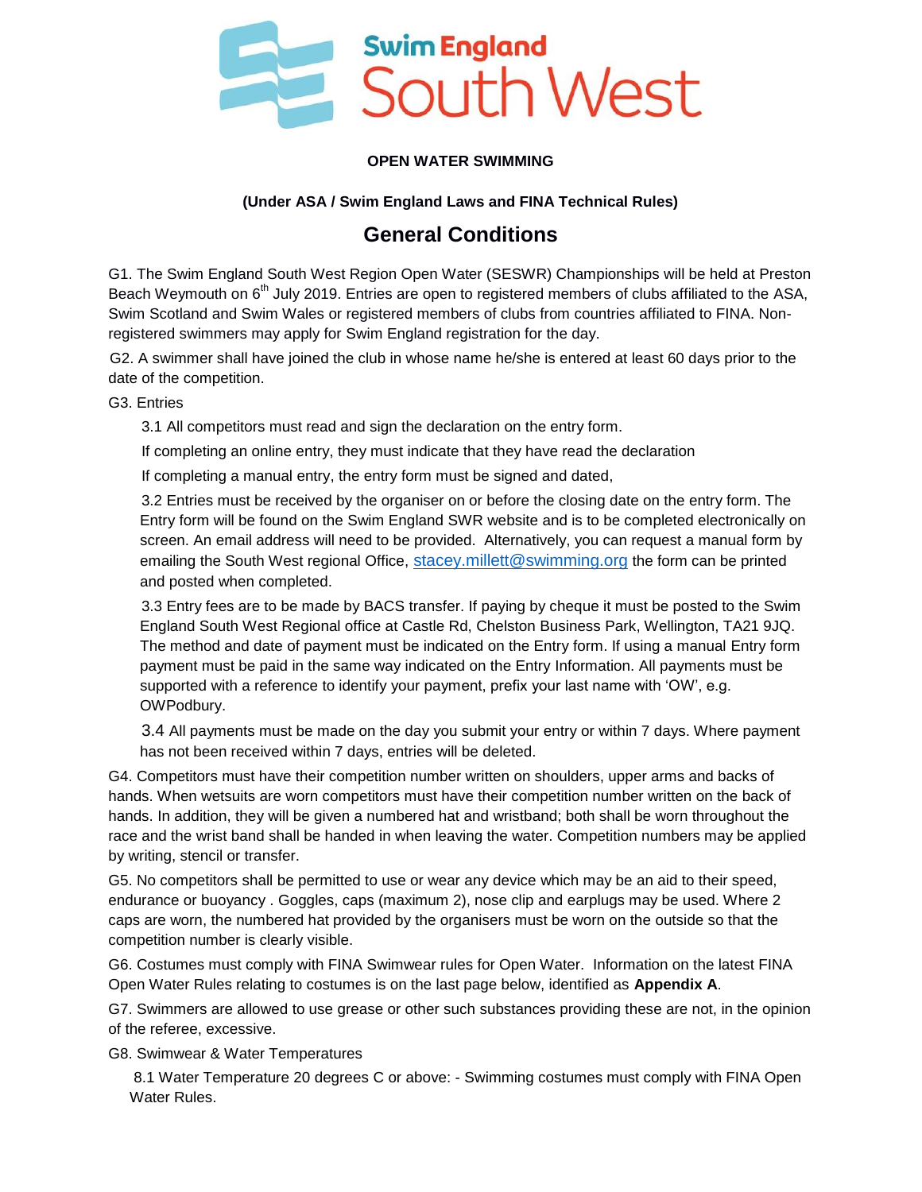Swim England South West

**OPEN WATER SWIMMING**

**(Under ASA / Swim England Laws and FINA Technical Rules)**

# General Conditions

G1. The Swim England South West Region Open Water (SESWR) Championships will be held at Preston Beach Weymouth on 6th July 2019. Entries are open to registered members of clubs affiliated to the ASA, Swim Scotland and Swim Wales or registered members of clubs from countries affiliated to FINA. Non-registered swimmers may apply for Swim England registration for the day.

G2. A swimmer shall have joined the club in whose name he/she is entered at least 60 days prior to the date of the competition.

G3. Entries

3.1 All competitors must read and sign the declaration on the entry form.

If completing an online entry, they must indicate that they have read the declaration

If completing a manual entry, the entry form must be signed and dated,

3.2 Entries must be received by the organiser on or before the closing date on the entry form. The Entry form will be found on the Swim England SWR website and is to be completed electronically on screen. An email address will need to be provided. Alternatively, you can request a manual form by emailing the South West regional Office, stacey.millett@swimming.org the form can be printed and posted when completed.

3.3 Entry fees are to be made by BACS transfer. If paying by cheque it must be posted to the Swim England South West Regional office at Castle Rd, Chelston Business Park, Wellington, TA21 9JQ. The method and date of payment must be indicated on the Entry form. If using a manual Entry form payment must be paid in the same way indicated on the Entry Information. All payments must be supported with a reference to identify your payment, prefix your last name with 'OW', e.g. OWPodbury.

3.4 All payments must be made on the day you submit your entry or within 7 days. Where payment has not been received within 7 days, entries will be deleted.

G4. Competitors must have their competition number written on shoulders, upper arms and backs of hands. When wetsuits are worn competitors must have their competition number written on the back of hands. In addition, they will be given a numbered hat and wristband; both shall be worn throughout the race and the wrist band shall be handed in when leaving the water. Competition numbers may be applied by writing, stencil or transfer.

G5. No competitors shall be permitted to use or wear any device which may be an aid to their speed, endurance or buoyancy . Goggles, caps (maximum 2), nose clip and earplugs may be used. Where 2 caps are worn, the numbered hat provided by the organisers must be worn on the outside so that the competition number is clearly visible.

G6. Costumes must comply with FINA Swimwear rules for Open Water. Information on the latest FINA Open Water Rules relating to costumes is on the last page below, identified as **Appendix A**.

G7. Swimmers are allowed to use grease or other such substances providing these are not, in the opinion of the referee, excessive.

G8. Swimwear & Water Temperatures

8.1 Water Temperature 20 degrees C or above: - Swimming costumes must comply with FINA Open Water Rules.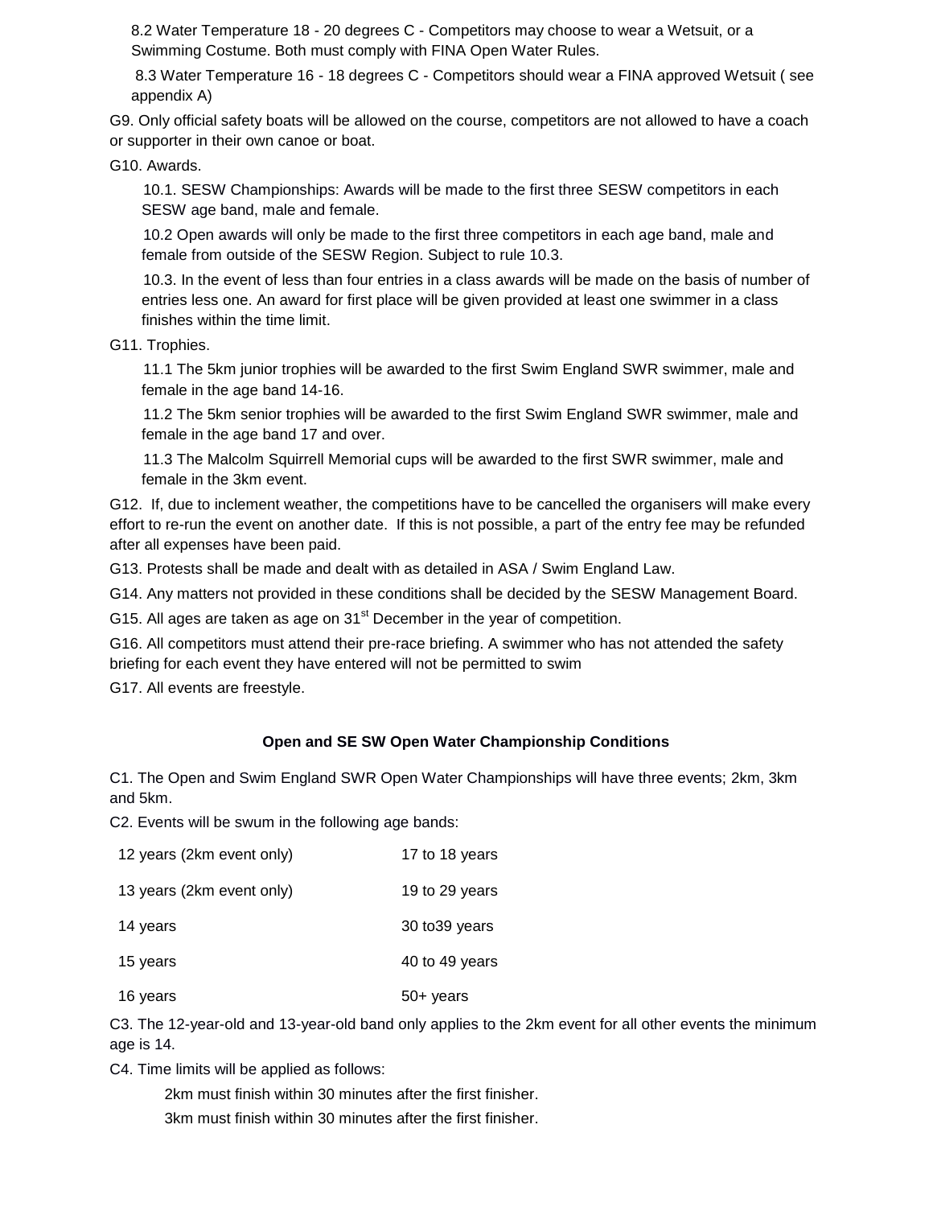8.2 Water Temperature 18 - 20 degrees C - Competitors may choose to wear a Wetsuit, or a Swimming Costume. Both must comply with FINA Open Water Rules.

8.3 Water Temperature 16 - 18 degrees C - Competitors should wear a FINA approved Wetsuit ( see appendix A)

G9. Only official safety boats will be allowed on the course, competitors are not allowed to have a coach or supporter in their own canoe or boat.

G10. Awards.

10.1. SESW Championships: Awards will be made to the first three SESW competitors in each SESW age band, male and female.

10.2 Open awards will only be made to the first three competitors in each age band, male and female from outside of the SESW Region. Subject to rule 10.3.

10.3. In the event of less than four entries in a class awards will be made on the basis of number of entries less one. An award for first place will be given provided at least one swimmer in a class finishes within the time limit.

G11. Trophies.

11.1 The 5km junior trophies will be awarded to the first Swim England SWR swimmer, male and female in the age band 14-16.

11.2 The 5km senior trophies will be awarded to the first Swim England SWR swimmer, male and female in the age band 17 and over.

11.3 The Malcolm Squirrell Memorial cups will be awarded to the first SWR swimmer, male and female in the 3km event.

G12. If, due to inclement weather, the competitions have to be cancelled the organisers will make every effort to re-run the event on another date. If this is not possible, a part of the entry fee may be refunded after all expenses have been paid.

G13. Protests shall be made and dealt with as detailed in ASA / Swim England Law.

G14. Any matters not provided in these conditions shall be decided by the SESW Management Board.

G15. All ages are taken as age on 31st December in the year of competition.

G16. All competitors must attend their pre-race briefing. A swimmer who has not attended the safety briefing for each event they have entered will not be permitted to swim

G17. All events are freestyle.

**Open and SE SW Open Water Championship Conditions**

C1. The Open and Swim England SWR Open Water Championships will have three events; 2km, 3km and 5km.

C2. Events will be swum in the following age bands:

| | |
|---|---|
| 12 years (2km event only) | 17 to 18 years |
| 13 years (2km event only) | 19 to 29 years |
| 14 years | 30 to39 years |
| 15 years | 40 to 49 years |
| 16 years | 50+ years |

C3. The 12-year-old and 13-year-old band only applies to the 2km event for all other events the minimum age is 14.

C4. Time limits will be applied as follows:

2km must finish within 30 minutes after the first finisher.

3km must finish within 30 minutes after the first finisher.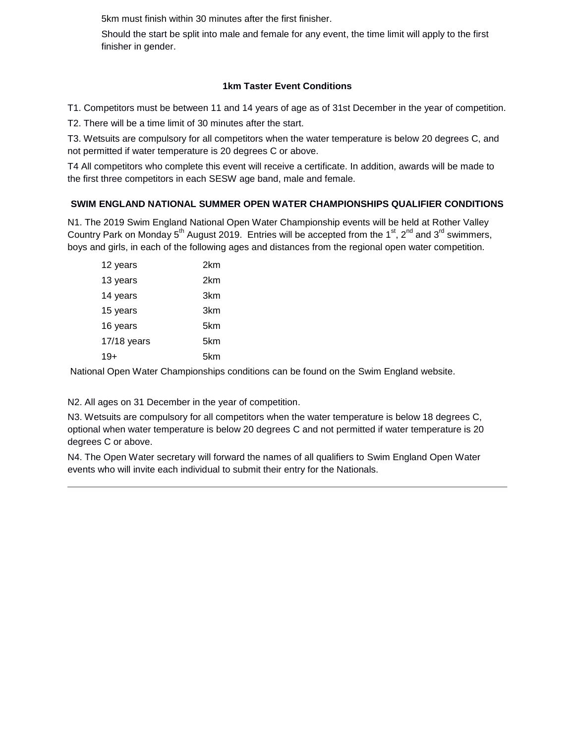5km must finish within 30 minutes after the first finisher.

Should the start be split into male and female for any event, the time limit will apply to the first finisher in gender.

### 1km Taster Event Conditions

T1. Competitors must be between 11 and 14 years of age as of 31st December in the year of competition.

T2. There will be a time limit of 30 minutes after the start.

T3. Wetsuits are compulsory for all competitors when the water temperature is below 20 degrees C, and not permitted if water temperature is 20 degrees C or above.

T4 All competitors who complete this event will receive a certificate. In addition, awards will be made to the first three competitors in each SESW age band, male and female.

### SWIM ENGLAND NATIONAL SUMMER OPEN WATER CHAMPIONSHIPS QUALIFIER CONDITIONS

N1. The 2019 Swim England National Open Water Championship events will be held at Rother Valley Country Park on Monday 5th August 2019. Entries will be accepted from the 1st, 2nd and 3rd swimmers, boys and girls, in each of the following ages and distances from the regional open water competition.

| | |
|---|---|
| 12 years | 2km |
| 13 years | 2km |
| 14 years | 3km |
| 15 years | 3km |
| 16 years | 5km |
| 17/18 years | 5km |
| 19+ | 5km |

National Open Water Championships conditions can be found on the Swim England website.

N2. All ages on 31 December in the year of competition.

N3. Wetsuits are compulsory for all competitors when the water temperature is below 18 degrees C, optional when water temperature is below 20 degrees C and not permitted if water temperature is 20 degrees C or above.

N4. The Open Water secretary will forward the names of all qualifiers to Swim England Open Water events who will invite each individual to submit their entry for the Nationals.

---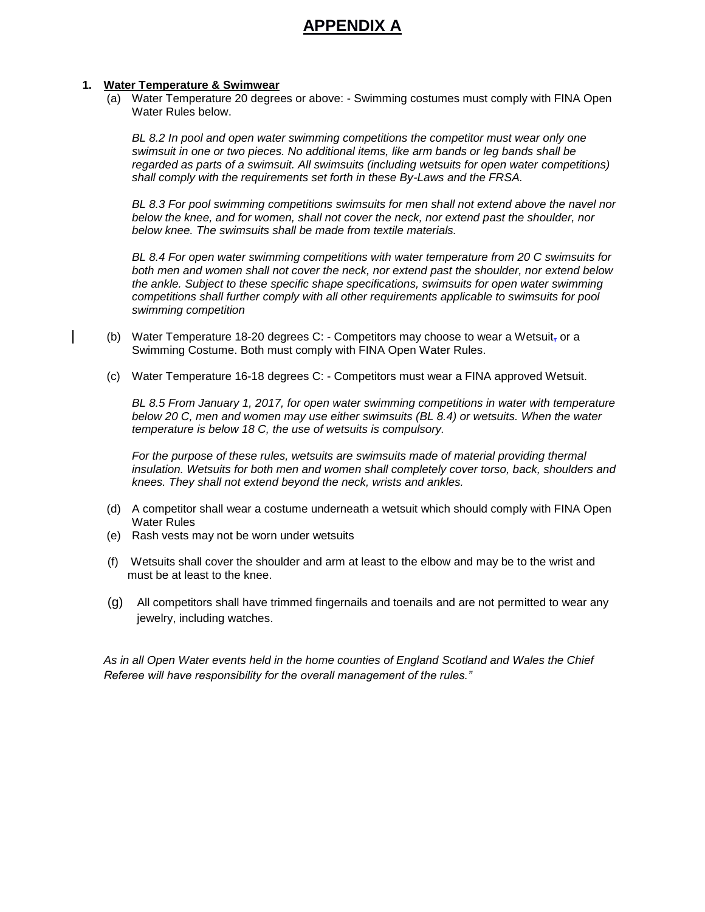# APPENDIX A

1. **Water Temperature & Swimwear**

   (a) Water Temperature 20 degrees or above: - Swimming costumes must comply with FINA Open Water Rules below.

   *BL 8.2 In pool and open water swimming competitions the competitor must wear only one swimsuit in one or two pieces. No additional items, like arm bands or leg bands shall be regarded as parts of a swimsuit. All swimsuits (including wetsuits for open water competitions) shall comply with the requirements set forth in these By-Laws and the FRSA.*

   *BL 8.3 For pool swimming competitions swimsuits for men shall not extend above the navel nor below the knee, and for women, shall not cover the neck, nor extend past the shoulder, nor below knee. The swimsuits shall be made from textile materials.*

   *BL 8.4 For open water swimming competitions with water temperature from 20 C swimsuits for both men and women shall not cover the neck, nor extend past the shoulder, nor extend below the ankle. Subject to these specific shape specifications, swimsuits for open water swimming competitions shall further comply with all other requirements applicable to swimsuits for pool swimming competition*

   (b) Water Temperature 18-20 degrees C: - Competitors may choose to wear a Wetsuit or a Swimming Costume. Both must comply with FINA Open Water Rules.

   (c) Water Temperature 16-18 degrees C: - Competitors must wear a FINA approved Wetsuit.

   *BL 8.5 From January 1, 2017, for open water swimming competitions in water with temperature below 20 C, men and women may use either swimsuits (BL 8.4) or wetsuits. When the water temperature is below 18 C, the use of wetsuits is compulsory.*

   *For the purpose of these rules, wetsuits are swimsuits made of material providing thermal insulation. Wetsuits for both men and women shall completely cover torso, back, shoulders and knees. They shall not extend beyond the neck, wrists and ankles.*

   (d) A competitor shall wear a costume underneath a wetsuit which should comply with FINA Open Water Rules

   (e) Rash vests may not be worn under wetsuits

   (f) Wetsuits shall cover the shoulder and arm at least to the elbow and may be to the wrist and must be at least to the knee.

   (g) All competitors shall have trimmed fingernails and toenails and are not permitted to wear any jewelry, including watches.

*As in all Open Water events held in the home counties of England Scotland and Wales the Chief Referee will have responsibility for the overall management of the rules."*